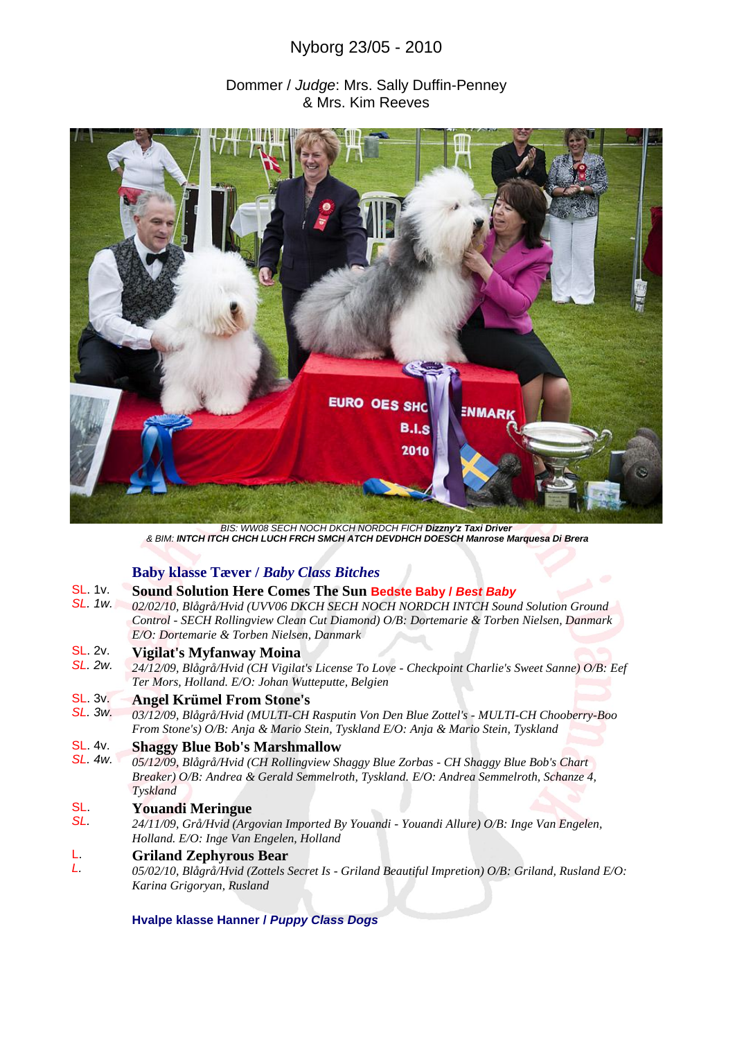# Nyborg 23/05 - 2010

Dommer / *Judge*: Mrs. Sally Duffin-Penney
& Mrs. Kim Reeves

*BIS: WW08 SECH NOCH DKCH NORDCH FICH* ***Dizzny'z Taxi Driver***
*& BIM:* ***INTCH ITCH CHCH LUCH FRCH SMCH ATCH DEVDHCH DOESCH Manrose Marquesa Di Brera***

## Baby klasse Tæver / *Baby Class Bitches*

SL. 1v.
*SL. 1w.*
**Sound Solution Here Comes The Sun** **Bedste Baby / *Best Baby***
*02/02/10, Blågrå/Hvid (UVV06 DKCH SECH NOCH NORDCH INTCH Sound Solution Ground Control - SECH Rollingview Clean Cut Diamond) O/B: Dortemarie & Torben Nielsen, Danmark E/O: Dortemarie & Torben Nielsen, Danmark*

SL. 2v.
*SL. 2w.*
**Vigilat's Myfanway Moina**
*24/12/09, Blågrå/Hvid (CH Vigilat's License To Love - Checkpoint Charlie's Sweet Sanne) O/B: Eef Ter Mors, Holland. E/O: Johan Wutteputte, Belgien*

SL. 3v.
*SL. 3w.*
**Angel Krümel From Stone's**
*03/12/09, Blågrå/Hvid (MULTI-CH Rasputin Von Den Blue Zottel's - MULTI-CH Chooberry-Boo From Stone's) O/B: Anja & Mario Stein, Tyskland E/O: Anja & Mario Stein, Tyskland*

SL. 4v.
*SL. 4w.*
**Shaggy Blue Bob's Marshmallow**
*05/12/09, Blågrå/Hvid (CH Rollingview Shaggy Blue Zorbas - CH Shaggy Blue Bob's Chart Breaker) O/B: Andrea & Gerald Semmelroth, Tyskland. E/O: Andrea Semmelroth, Schanze 4, Tyskland*

SL.
*SL.*
**Youandi Meringue**
*24/11/09, Grå/Hvid (Argovian Imported By Youandi - Youandi Allure) O/B: Inge Van Engelen, Holland. E/O: Inge Van Engelen, Holland*

L.
*L.*
**Griland Zephyrous Bear**
*05/02/10, Blågrå/Hvid (Zottels Secret Is - Griland Beautiful Impretion) O/B: Griland, Rusland E/O: Karina Grigoryan, Rusland*

## Hvalpe klasse Hanner / *Puppy Class Dogs*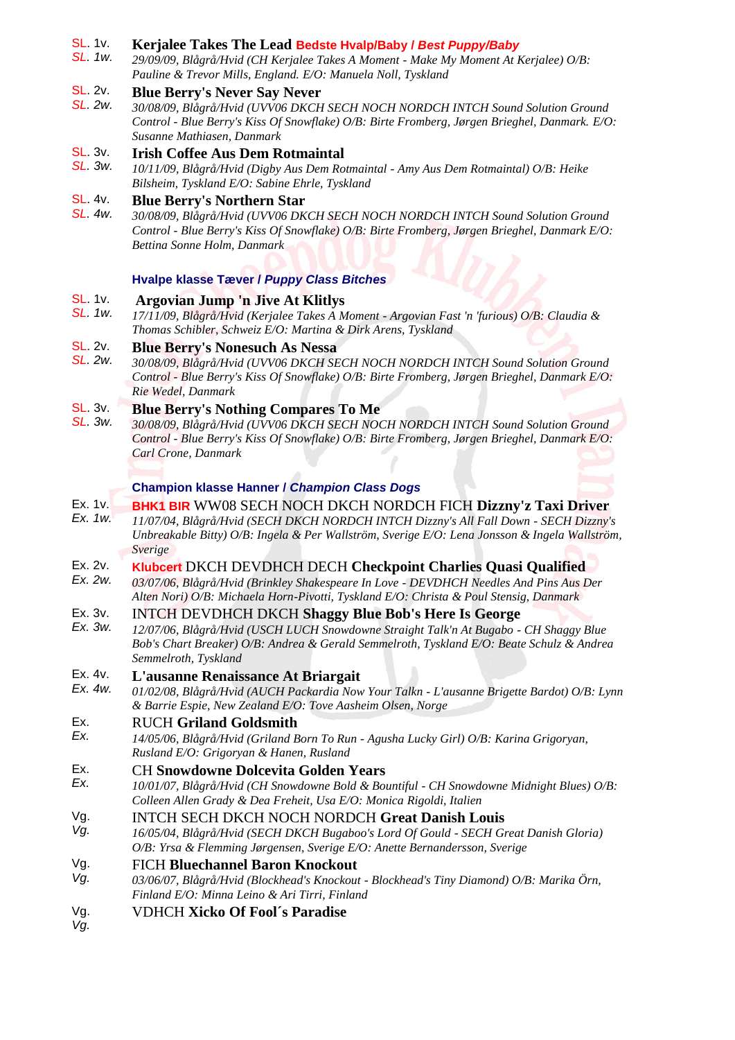SL. 1v. *SL. 1w.* **Kerjalee Takes The Lead** Bedste Hvalp/Baby / *Best Puppy/Baby*
*29/09/09, Blågrå/Hvid (CH Kerjalee Takes A Moment - Make My Moment At Kerjalee) O/B: Pauline & Trevor Mills, England. E/O: Manuela Noll, Tyskland*

SL. 2v. *SL. 2w.* **Blue Berry's Never Say Never**
*30/08/09, Blågrå/Hvid (UVV06 DKCH SECH NOCH NORDCH INTCH Sound Solution Ground Control - Blue Berry's Kiss Of Snowflake) O/B: Birte Fromberg, Jørgen Brieghel, Danmark. E/O: Susanne Mathiasen, Danmark*

SL. 3v. *SL. 3w.* **Irish Coffee Aus Dem Rotmaintal**
*10/11/09, Blågrå/Hvid (Digby Aus Dem Rotmaintal - Amy Aus Dem Rotmaintal) O/B: Heike Bilsheim, Tyskland E/O: Sabine Ehrle, Tyskland*

SL. 4v. *SL. 4w.* **Blue Berry's Northern Star**
*30/08/09, Blågrå/Hvid (UVV06 DKCH SECH NOCH NORDCH INTCH Sound Solution Ground Control - Blue Berry's Kiss Of Snowflake) O/B: Birte Fromberg, Jørgen Brieghel, Danmark E/O: Bettina Sonne Holm, Danmark*

### Hvalpe klasse Tæver / *Puppy Class Bitches*

SL. 1v. *SL. 1w.* **Argovian Jump 'n Jive At Klitlys**
*17/11/09, Blågrå/Hvid (Kerjalee Takes A Moment - Argovian Fast 'n 'furious) O/B: Claudia & Thomas Schibler, Schweiz E/O: Martina & Dirk Arens, Tyskland*

SL. 2v. *SL. 2w.* **Blue Berry's Nonesuch As Nessa**
*30/08/09, Blågrå/Hvid (UVV06 DKCH SECH NOCH NORDCH INTCH Sound Solution Ground Control - Blue Berry's Kiss Of Snowflake) O/B: Birte Fromberg, Jørgen Brieghel, Danmark E/O: Rie Wedel, Danmark*

SL. 3v. *SL. 3w.* **Blue Berry's Nothing Compares To Me**
*30/08/09, Blågrå/Hvid (UVV06 DKCH SECH NOCH NORDCH INTCH Sound Solution Ground Control - Blue Berry's Kiss Of Snowflake) O/B: Birte Fromberg, Jørgen Brieghel, Danmark E/O: Carl Crone, Danmark*

### Champion klasse Hanner / *Champion Class Dogs*

Ex. 1v. *Ex. 1w.* BHK1 BIR WW08 SECH NOCH DKCH NORDCH FICH **Dizzny'z Taxi Driver**
*11/07/04, Blågrå/Hvid (SECH DKCH NORDCH INTCH Dizzny's All Fall Down - SECH Dizzny's Unbreakable Bitty) O/B: Ingela & Per Wallström, Sverige E/O: Lena Jonsson & Ingela Wallström, Sverige*

Ex. 2v. *Ex. 2w.* Klubcert DKCH DEVDHCH DECH **Checkpoint Charlies Quasi Qualified**
*03/07/06, Blågrå/Hvid (Brinkley Shakespeare In Love - DEVDHCH Needles And Pins Aus Der Alten Nori) O/B: Michaela Horn-Pivotti, Tyskland E/O: Christa & Poul Stensig, Danmark*

Ex. 3v. *Ex. 3w.* INTCH DEVDHCH DKCH **Shaggy Blue Bob's Here Is George**
*12/07/06, Blågrå/Hvid (USCH LUCH Snowdowne Straight Talk'n At Bugabo - CH Shaggy Blue Bob's Chart Breaker) O/B: Andrea & Gerald Semmelroth, Tyskland E/O: Beate Schulz & Andrea Semmelroth, Tyskland*

Ex. 4v. *Ex. 4w.* **L'ausanne Renaissance At Briargait**
*01/02/08, Blågrå/Hvid (AUCH Packardia Now Your Talkn - L'ausanne Brigette Bardot) O/B: Lynn & Barrie Espie, New Zealand E/O: Tove Aasheim Olsen, Norge*

Ex. *Ex.* RUCH **Griland Goldsmith**
*14/05/06, Blågrå/Hvid (Griland Born To Run - Agusha Lucky Girl) O/B: Karina Grigoryan, Rusland E/O: Grigoryan & Hanen, Rusland*

Ex. *Ex.* CH **Snowdowne Dolcevita Golden Years**
*10/01/07, Blågrå/Hvid (CH Snowdowne Bold & Bountiful - CH Snowdowne Midnight Blues) O/B: Colleen Allen Grady & Dea Freheit, Usa E/O: Monica Rigoldi, Italien*

Vg. *Vg.* INTCH SECH DKCH NOCH NORDCH **Great Danish Louis**
*16/05/04, Blågrå/Hvid (SECH DKCH Bugaboo's Lord Of Gould - SECH Great Danish Gloria) O/B: Yrsa & Flemming Jørgensen, Sverige E/O: Anette Bernandersson, Sverige*

Vg. *Vg.* FICH **Bluechannel Baron Knockout**
*03/06/07, Blågrå/Hvid (Blockhead's Knockout - Blockhead's Tiny Diamond) O/B: Marika Örn, Finland E/O: Minna Leino & Ari Tirri, Finland*

Vg. *Vg.* VDHCH **Xicko Of Fool´s Paradise**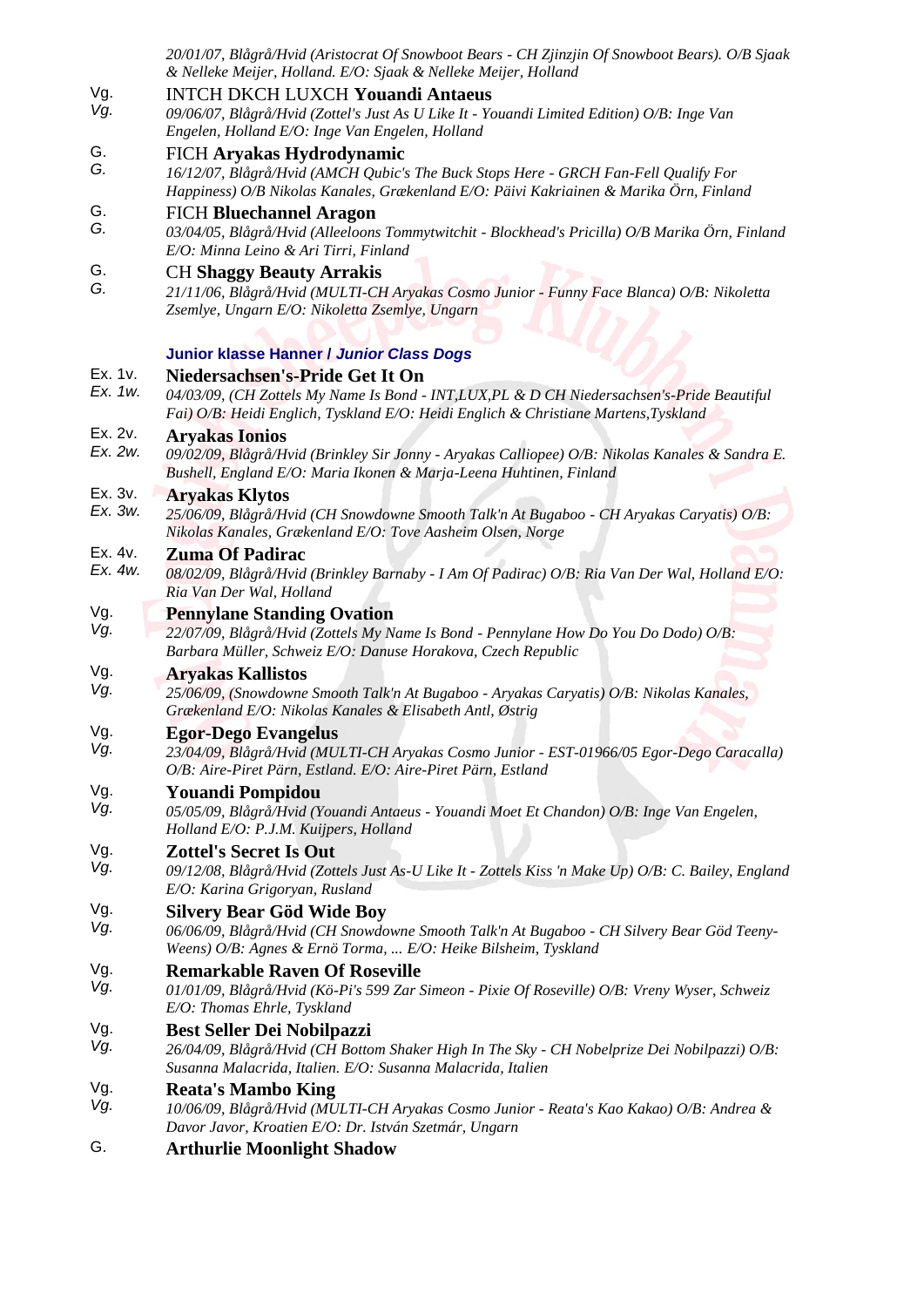*20/01/07, Blågrå/Hvid (Aristocrat Of Snowboot Bears - CH Zjinzjin Of Snowboot Bears). O/B Sjaak & Nelleke Meijer, Holland. E/O: Sjaak & Nelleke Meijer, Holland*

Vg.
*Vg.*
INTCH DKCH LUXCH **Youandi Antaeus**
*09/06/07, Blågrå/Hvid (Zottel's Just As U Like It - Youandi Limited Edition) O/B: Inge Van Engelen, Holland E/O: Inge Van Engelen, Holland*

G.
*G.*
FICH **Aryakas Hydrodynamic**
*16/12/07, Blågrå/Hvid (AMCH Qubic's The Buck Stops Here - GRCH Fan-Fell Qualify For Happiness) O/B Nikolas Kanales, Grækenland E/O: Päivi Kakriainen & Marika Örn, Finland*

G.
*G.*
FICH **Bluechannel Aragon**
*03/04/05, Blågrå/Hvid (Alleeloons Tommytwitchit - Blockhead's Pricilla) O/B Marika Örn, Finland E/O: Minna Leino & Ari Tirri, Finland*

G.
*G.*
CH **Shaggy Beauty Arrakis**
*21/11/06, Blågrå/Hvid (MULTI-CH Aryakas Cosmo Junior - Funny Face Blanca) O/B: Nikoletta Zsemlye, Ungarn E/O: Nikoletta Zsemlye, Ungarn*

### Junior klasse Hanner / *Junior Class Dogs*

Ex. 1v.
*Ex. 1w.*
**Niedersachsen's-Pride Get It On**
*04/03/09, (CH Zottels My Name Is Bond - INT,LUX,PL & D CH Niedersachsen's-Pride Beautiful Fai) O/B: Heidi Englich, Tyskland E/O: Heidi Englich & Christiane Martens,Tyskland*

Ex. 2v.
*Ex. 2w.*
**Aryakas Ionios**
*09/02/09, Blågrå/Hvid (Brinkley Sir Jonny - Aryakas Calliopee) O/B: Nikolas Kanales & Sandra E. Bushell, England E/O: Maria Ikonen & Marja-Leena Huhtinen, Finland*

Ex. 3v.
*Ex. 3w.*
**Aryakas Klytos**
*25/06/09, Blågrå/Hvid (CH Snowdowne Smooth Talk'n At Bugaboo - CH Aryakas Caryatis) O/B: Nikolas Kanales, Grækenland E/O: Tove Aasheim Olsen, Norge*

Ex. 4v.
*Ex. 4w.*
**Zuma Of Padirac**
*08/02/09, Blågrå/Hvid (Brinkley Barnaby - I Am Of Padirac) O/B: Ria Van Der Wal, Holland E/O: Ria Van Der Wal, Holland*

Vg.
*Vg.*
**Pennylane Standing Ovation**
*22/07/09, Blågrå/Hvid (Zottels My Name Is Bond - Pennylane How Do You Do Dodo) O/B: Barbara Müller, Schweiz E/O: Danuse Horakova, Czech Republic*

Vg.
*Vg.*
**Aryakas Kallistos**
*25/06/09, (Snowdowne Smooth Talk'n At Bugaboo - Aryakas Caryatis) O/B: Nikolas Kanales, Grækenland E/O: Nikolas Kanales & Elisabeth Antl, Østrig*

Vg.
*Vg.*
**Egor-Dego Evangelus**
*23/04/09, Blågrå/Hvid (MULTI-CH Aryakas Cosmo Junior - EST-01966/05 Egor-Dego Caracalla) O/B: Aire-Piret Pärn, Estland. E/O: Aire-Piret Pärn, Estland*

Vg.
*Vg.*
**Youandi Pompidou**
*05/05/09, Blågrå/Hvid (Youandi Antaeus - Youandi Moet Et Chandon) O/B: Inge Van Engelen, Holland E/O: P.J.M. Kuijpers, Holland*

Vg.
*Vg.*
**Zottel's Secret Is Out**
*09/12/08, Blågrå/Hvid (Zottels Just As-U Like It - Zottels Kiss 'n Make Up) O/B: C. Bailey, England E/O: Karina Grigoryan, Rusland*

Vg.
*Vg.*
**Silvery Bear Göd Wide Boy**
*06/06/09, Blågrå/Hvid (CH Snowdowne Smooth Talk'n At Bugaboo - CH Silvery Bear Göd Teeny-Weens) O/B: Agnes & Ernö Torma, ... E/O: Heike Bilsheim, Tyskland*

Vg.
*Vg.*
**Remarkable Raven Of Roseville**
*01/01/09, Blågrå/Hvid (Kö-Pi's 599 Zar Simeon - Pixie Of Roseville) O/B: Vreny Wyser, Schweiz E/O: Thomas Ehrle, Tyskland*

Vg.
*Vg.*
**Best Seller Dei Nobilpazzi**
*26/04/09, Blågrå/Hvid (CH Bottom Shaker High In The Sky - CH Nobelprize Dei Nobilpazzi) O/B: Susanna Malacrida, Italien. E/O: Susanna Malacrida, Italien*

Vg.
*Vg.*
**Reata's Mambo King**
*10/06/09, Blågrå/Hvid (MULTI-CH Aryakas Cosmo Junior - Reata's Kao Kakao) O/B: Andrea & Davor Javor, Kroatien E/O: Dr. István Szetmár, Ungarn*

G.
**Arthurlie Moonlight Shadow**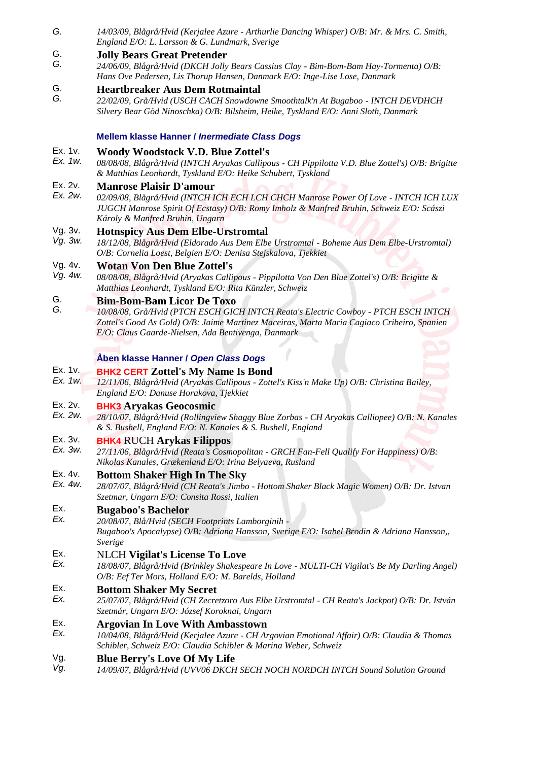G. 14/03/09, Blågrå/Hvid (Kerjalee Azure - Arthurlie Dancing Whisper) O/B: Mr. & Mrs. C. Smith, England E/O: L. Larsson & G. Lundmark, Sverige

G. / *G.* **Jolly Bears Great Pretender**
*24/06/09, Blågrå/Hvid (DKCH Jolly Bears Cassius Clay - Bim-Bom-Bam Hay-Tormenta) O/B: Hans Ove Pedersen, Lis Thorup Hansen, Danmark E/O: Inge-Lise Lose, Danmark*

G. / *G.* **Heartbreaker Aus Dem Rotmaintal**
*22/02/09, Grå/Hvid (USCH CACH Snowdowne Smoothtalk'n At Bugaboo - INTCH DEVDHCH Silvery Bear Göd Ninoschka) O/B: Bilsheim, Heike, Tyskland E/O: Anni Sloth, Danmark*

## Mellem klasse Hanner / *Inermediate Class Dogs*

Ex. 1v. / *Ex. 1w.* **Woody Woodstock V.D. Blue Zottel's**
*08/08/08, Blågrå/Hvid (INTCH Aryakas Callipous - CH Pippilotta V.D. Blue Zottel's) O/B: Brigitte & Matthias Leonhardt, Tyskland E/O: Heike Schubert, Tyskland*

Ex. 2v. / *Ex. 2w.* **Manrose Plaisir D'amour**
*02/09/08, Blågrå/Hvid (INTCH ICH ECH LCH CHCH Manrose Power Of Love - INTCH ICH LUX JUGCH Manrose Spirit Of Ecstasy) O/B: Romy Imholz & Manfred Bruhin, Schweiz E/O: Scászi Károly & Manfred Bruhin, Ungarn*

Vg. 3v. / *Vg. 3w.* **Hotnspicy Aus Dem Elbe-Urstromtal**
*18/12/08, Blågrå/Hvid (Eldorado Aus Dem Elbe Urstromtal - Boheme Aus Dem Elbe-Urstromtal) O/B: Cornelia Loest, Belgien E/O: Denisa Stejskalova, Tjekkiet*

Vg. 4v. / *Vg. 4w.* **Wotan Von Den Blue Zottel's**
*08/08/08, Blågrå/Hvid (Aryakas Callipous - Pippilotta Von Den Blue Zottel's) O/B: Brigitte & Matthias Leonhardt, Tyskland E/O: Rita Künzler, Schweiz*

G. / *G.* **Bim-Bom-Bam Licor De Toxo**
*10/08/08, Grå/Hvid (PTCH ESCH GICH INTCH Reata's Electric Cowboy - PTCH ESCH INTCH Zottel's Good As Gold) O/B: Jaime Martinez Maceiras, Marta Maria Cagiaco Cribeiro, Spanien E/O: Claus Gaarde-Nielsen, Ada Bentivenga, Danmark*

## Åben klasse Hanner / *Open Class Dogs*

Ex. 1v. / *Ex. 1w.* BHK2 CERT **Zottel's My Name Is Bond**
*12/11/06, Blågrå/Hvid (Aryakas Callipous - Zottel's Kiss'n Make Up) O/B: Christina Bailey, England E/O: Danuse Horakova, Tjekkiet*

Ex. 2v. / *Ex. 2w.* BHK3 **Aryakas Geocosmic**
*28/10/07, Blågrå/Hvid (Rollingview Shaggy Blue Zorbas - CH Aryakas Calliopee) O/B: N. Kanales & S. Bushell, England E/O: N. Kanales & S. Bushell, England*

Ex. 3v. / *Ex. 3w.* BHK4 RUCH **Arykas Filippos**
*27/11/06, Blågrå/Hvid (Reata's Cosmopolitan - GRCH Fan-Fell Qualify For Happiness) O/B: Nikolas Kanales, Grækenland E/O: Irina Belyaeva, Rusland*

Ex. 4v. / *Ex. 4w.* **Bottom Shaker High In The Sky**
*28/07/07, Blågrå/Hvid (CH Reata's Jimbo - Hottom Shaker Black Magic Women) O/B: Dr. Istvan Szetmar, Ungarn E/O: Consita Rossi, Italien*

Ex. / *Ex.* **Bugaboo's Bachelor**
*20/08/07, Blå/Hvid (SECH Footprints Lamborginih - Bugaboo's Apocalypse) O/B: Adriana Hansson, Sverige E/O: Isabel Brodin & Adriana Hansson,, Sverige*

Ex. / *Ex.* NLCH **Vigilat's License To Love**
*18/08/07, Blågrå/Hvid (Brinkley Shakespeare In Love - MULTI-CH Vigilat's Be My Darling Angel) O/B: Eef Ter Mors, Holland E/O: M. Barelds, Holland*

Ex. / *Ex.* **Bottom Shaker My Secret**
*25/07/07, Blågrå/Hvid (CH Zecretzoro Aus Elbe Urstromtal - CH Reata's Jackpot) O/B: Dr. István Szetmár, Ungarn E/O: József Koroknai, Ungarn*

Ex. / *Ex.* **Argovian In Love With Ambasstown**
*10/04/08, Blågrå/Hvid (Kerjalee Azure - CH Argovian Emotional Affair) O/B: Claudia & Thomas Schibler, Schweiz E/O: Claudia Schibler & Marina Weber, Schweiz*

Vg. / *Vg.* **Blue Berry's Love Of My Life**
*14/09/07, Blågrå/Hvid (UVV06 DKCH SECH NOCH NORDCH INTCH Sound Solution Ground*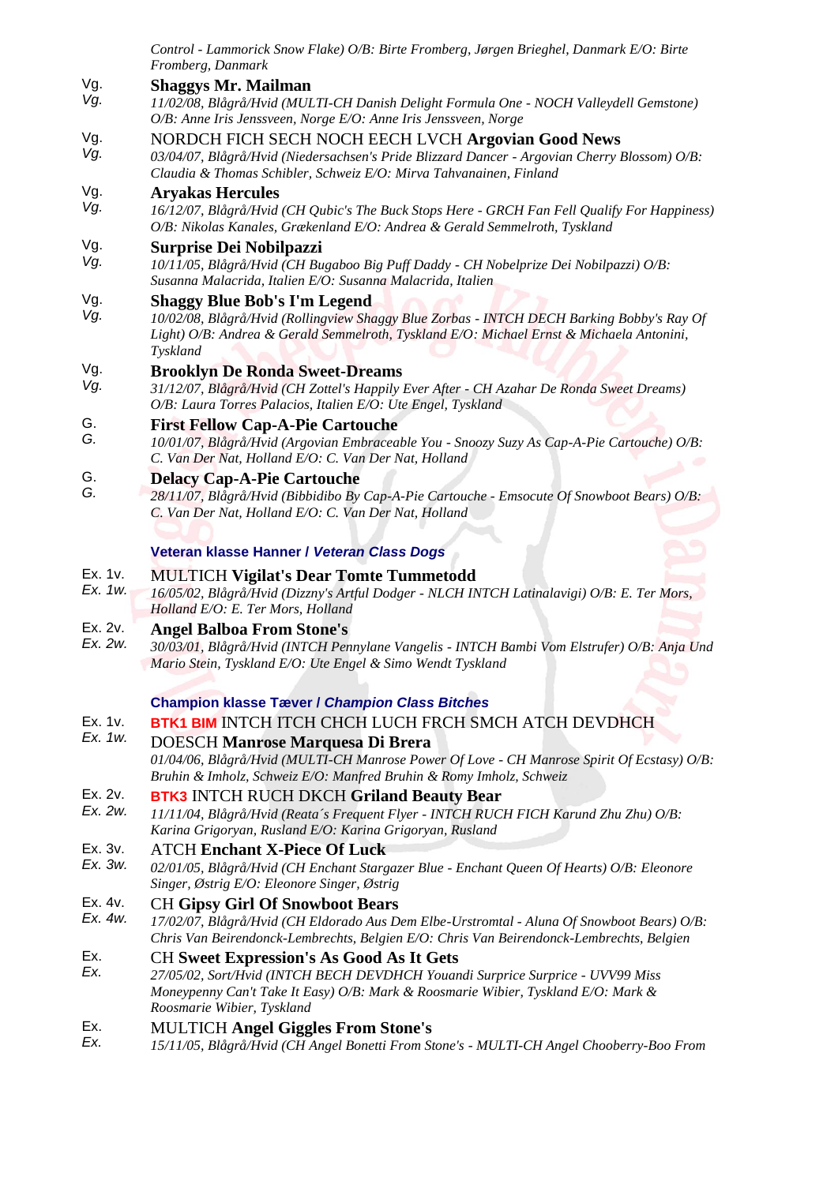*Control - Lammorick Snow Flake) O/B: Birte Fromberg, Jørgen Brieghel, Danmark E/O: Birte Fromberg, Danmark*

Vg.
*Vg.*
**Shaggys Mr. Mailman**
*11/02/08, Blågrå/Hvid (MULTI-CH Danish Delight Formula One - NOCH Valleydell Gemstone) O/B: Anne Iris Jenssveen, Norge E/O: Anne Iris Jenssveen, Norge*

Vg.
*Vg.*
NORDCH FICH SECH NOCH EECH LVCH **Argovian Good News**
*03/04/07, Blågrå/Hvid (Niedersachsen's Pride Blizzard Dancer - Argovian Cherry Blossom) O/B: Claudia & Thomas Schibler, Schweiz E/O: Mirva Tahvanainen, Finland*

Vg.
*Vg.*
**Aryakas Hercules**
*16/12/07, Blågrå/Hvid (CH Qubic's The Buck Stops Here - GRCH Fan Fell Qualify For Happiness) O/B: Nikolas Kanales, Grækenland E/O: Andrea & Gerald Semmelroth, Tyskland*

Vg.
*Vg.*
**Surprise Dei Nobilpazzi**
*10/11/05, Blågrå/Hvid (CH Bugaboo Big Puff Daddy - CH Nobelprize Dei Nobilpazzi) O/B: Susanna Malacrida, Italien E/O: Susanna Malacrida, Italien*

Vg.
*Vg.*
**Shaggy Blue Bob's I'm Legend**
*10/02/08, Blågrå/Hvid (Rollingview Shaggy Blue Zorbas - INTCH DECH Barking Bobby's Ray Of Light) O/B: Andrea & Gerald Semmelroth, Tyskland E/O: Michael Ernst & Michaela Antonini, Tyskland*

Vg.
*Vg.*
**Brooklyn De Ronda Sweet-Dreams**
*31/12/07, Blågrå/Hvid (CH Zottel's Happily Ever After - CH Azahar De Ronda Sweet Dreams) O/B: Laura Torres Palacios, Italien E/O: Ute Engel, Tyskland*

G.
*G.*
**First Fellow Cap-A-Pie Cartouche**
*10/01/07, Blågrå/Hvid (Argovian Embraceable You - Snoozy Suzy As Cap-A-Pie Cartouche) O/B: C. Van Der Nat, Holland E/O: C. Van Der Nat, Holland*

G.
*G.*
**Delacy Cap-A-Pie Cartouche**
*28/11/07, Blågrå/Hvid (Bibbidibo By Cap-A-Pie Cartouche - Emsocute Of Snowboot Bears) O/B: C. Van Der Nat, Holland E/O: C. Van Der Nat, Holland*

### Veteran klasse Hanner / *Veteran Class Dogs*

Ex. 1v.
*Ex. 1w.*
MULTICH **Vigilat's Dear Tomte Tummetodd**
*16/05/02, Blågrå/Hvid (Dizzny's Artful Dodger - NLCH INTCH Latinalavigi) O/B: E. Ter Mors, Holland E/O: E. Ter Mors, Holland*

Ex. 2v.
*Ex. 2w.*
**Angel Balboa From Stone's**
*30/03/01, Blågrå/Hvid (INTCH Pennylane Vangelis - INTCH Bambi Vom Elstrufer) O/B: Anja Und Mario Stein, Tyskland E/O: Ute Engel & Simo Wendt Tyskland*

### Champion klasse Tæver / *Champion Class Bitches*

Ex. 1v.
*Ex. 1w.*
BTK1 BIM INTCH ITCH CHCH LUCH FRCH SMCH ATCH DEVDHCH DOESCH **Manrose Marquesa Di Brera**
*01/04/06, Blågrå/Hvid (MULTI-CH Manrose Power Of Love - CH Manrose Spirit Of Ecstasy) O/B: Bruhin & Imholz, Schweiz E/O: Manfred Bruhin & Romy Imholz, Schweiz*

Ex. 2v.
*Ex. 2w.*
BTK3 INTCH RUCH DKCH **Griland Beauty Bear**
*11/11/04, Blågrå/Hvid (Reata´s Frequent Flyer - INTCH RUCH FICH Karund Zhu Zhu) O/B: Karina Grigoryan, Rusland E/O: Karina Grigoryan, Rusland*

Ex. 3v.
*Ex. 3w.*
ATCH **Enchant X-Piece Of Luck**
*02/01/05, Blågrå/Hvid (CH Enchant Stargazer Blue - Enchant Queen Of Hearts) O/B: Eleonore Singer, Østrig E/O: Eleonore Singer, Østrig*

Ex. 4v.
*Ex. 4w.*
CH **Gipsy Girl Of Snowboot Bears**
*17/02/07, Blågrå/Hvid (CH Eldorado Aus Dem Elbe-Urstromtal - Aluna Of Snowboot Bears) O/B: Chris Van Beirendonck-Lembrechts, Belgien E/O: Chris Van Beirendonck-Lembrechts, Belgien*

Ex.
*Ex.*
CH **Sweet Expression's As Good As It Gets**
*27/05/02, Sort/Hvid (INTCH BECH DEVDHCH Youandi Surprice Surprice - UVV99 Miss Moneypenny Can't Take It Easy) O/B: Mark & Roosmarie Wibier, Tyskland E/O: Mark & Roosmarie Wibier, Tyskland*

Ex.
*Ex.*
MULTICH **Angel Giggles From Stone's**
*15/11/05, Blågrå/Hvid (CH Angel Bonetti From Stone's - MULTI-CH Angel Chooberry-Boo From*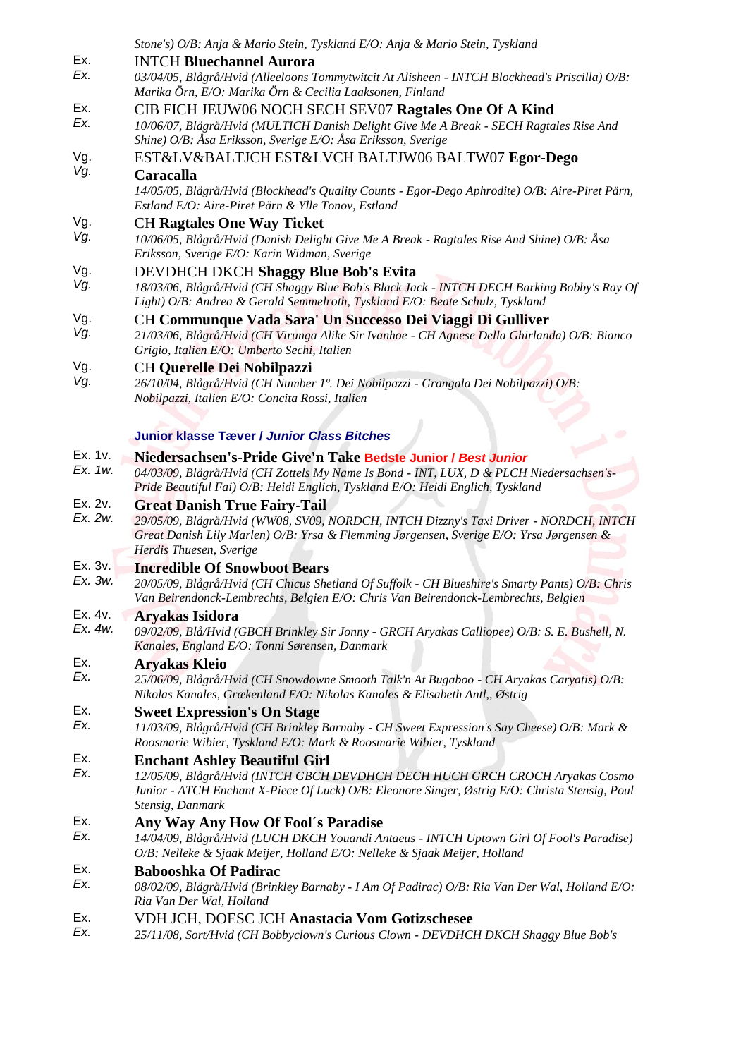*Stone's) O/B: Anja & Mario Stein, Tyskland E/O: Anja & Mario Stein, Tyskland*

Ex. *Ex.* INTCH **Bluechannel Aurora**
*03/04/05, Blågrå/Hvid (Alleeloons Tommytwitcit At Alisheen - INTCH Blockhead's Priscilla) O/B: Marika Örn, E/O: Marika Örn & Cecilia Laaksonen, Finland*

Ex. *Ex.* CIB FICH JEUW06 NOCH SECH SEV07 **Ragtales One Of A Kind**
*10/06/07, Blågrå/Hvid (MULTICH Danish Delight Give Me A Break - SECH Ragtales Rise And Shine) O/B: Åsa Eriksson, Sverige E/O: Åsa Eriksson, Sverige*

Vg. *Vg.* EST&LV&BALTJCH EST&LVCH BALTJW06 BALTW07 **Egor-Dego Caracalla**
*14/05/05, Blågrå/Hvid (Blockhead's Quality Counts - Egor-Dego Aphrodite) O/B: Aire-Piret Pärn, Estland E/O: Aire-Piret Pärn & Ylle Tonov, Estland*

Vg. *Vg.* CH **Ragtales One Way Ticket**
*10/06/05, Blågrå/Hvid (Danish Delight Give Me A Break - Ragtales Rise And Shine) O/B: Åsa Eriksson, Sverige E/O: Karin Widman, Sverige*

Vg. *Vg.* DEVDHCH DKCH **Shaggy Blue Bob's Evita**
*18/03/06, Blågrå/Hvid (CH Shaggy Blue Bob's Black Jack - INTCH DECH Barking Bobby's Ray Of Light) O/B: Andrea & Gerald Semmelroth, Tyskland E/O: Beate Schulz, Tyskland*

Vg. *Vg.* CH **Communque Vada Sara' Un Successo Dei Viaggi Di Gulliver**
*21/03/06, Blågrå/Hvid (CH Virunga Alike Sir Ivanhoe - CH Agnese Della Ghirlanda) O/B: Bianco Grigio, Italien E/O: Umberto Sechi, Italien*

Vg. *Vg.* CH **Querelle Dei Nobilpazzi**
*26/10/04, Blågrå/Hvid (CH Number 1º. Dei Nobilpazzi - Grangala Dei Nobilpazzi) O/B: Nobilpazzi, Italien E/O: Concita Rossi, Italien*

### Junior klasse Tæver / *Junior Class Bitches*

Ex. 1v. *Ex. 1w.* **Niedersachsen's-Pride Give'n Take** Bedste Junior / *Best Junior*
*04/03/09, Blågrå/Hvid (CH Zottels My Name Is Bond - INT, LUX, D & PLCH Niedersachsen's-Pride Beautiful Fai) O/B: Heidi Englich, Tyskland E/O: Heidi Englich, Tyskland*

Ex. 2v. *Ex. 2w.* **Great Danish True Fairy-Tail**
*29/05/09, Blågrå/Hvid (WW08, SV09, NORDCH, INTCH Dizzny's Taxi Driver - NORDCH, INTCH Great Danish Lily Marlen) O/B: Yrsa & Flemming Jørgensen, Sverige E/O: Yrsa Jørgensen & Herdis Thuesen, Sverige*

Ex. 3v. *Ex. 3w.* **Incredible Of Snowboot Bears**
*20/05/09, Blågrå/Hvid (CH Chicus Shetland Of Suffolk - CH Blueshire's Smarty Pants) O/B: Chris Van Beirendonck-Lembrechts, Belgien E/O: Chris Van Beirendonck-Lembrechts, Belgien*

Ex. 4v. *Ex. 4w.* **Aryakas Isidora**
*09/02/09, Blå/Hvid (GBCH Brinkley Sir Jonny - GRCH Aryakas Calliopee) O/B: S. E. Bushell, N. Kanales, England E/O: Tonni Sørensen, Danmark*

Ex. *Ex.* **Aryakas Kleio**
*25/06/09, Blågrå/Hvid (CH Snowdowne Smooth Talk'n At Bugaboo - CH Aryakas Caryatis) O/B: Nikolas Kanales, Grækenland E/O: Nikolas Kanales & Elisabeth Antl,, Østrig*

Ex. *Ex.* **Sweet Expression's On Stage**
*11/03/09, Blågrå/Hvid (CH Brinkley Barnaby - CH Sweet Expression's Say Cheese) O/B: Mark & Roosmarie Wibier, Tyskland E/O: Mark & Roosmarie Wibier, Tyskland*

Ex. *Ex.* **Enchant Ashley Beautiful Girl**
*12/05/09, Blågrå/Hvid (INTCH GBCH DEVDHCH DECH HUCH GRCH CROCH Aryakas Cosmo Junior - ATCH Enchant X-Piece Of Luck) O/B: Eleonore Singer, Østrig E/O: Christa Stensig, Poul Stensig, Danmark*

Ex. *Ex.* **Any Way Any How Of Fool´s Paradise**
*14/04/09, Blågrå/Hvid (LUCH DKCH Youandi Antaeus - INTCH Uptown Girl Of Fool's Paradise) O/B: Nelleke & Sjaak Meijer, Holland E/O: Nelleke & Sjaak Meijer, Holland*

Ex. *Ex.* **Babooshka Of Padirac**
*08/02/09, Blågrå/Hvid (Brinkley Barnaby - I Am Of Padirac) O/B: Ria Van Der Wal, Holland E/O: Ria Van Der Wal, Holland*

Ex. *Ex.* VDH JCH, DOESC JCH **Anastacia Vom Gotizschesee**
*25/11/08, Sort/Hvid (CH Bobbyclown's Curious Clown - DEVDHCH DKCH Shaggy Blue Bob's*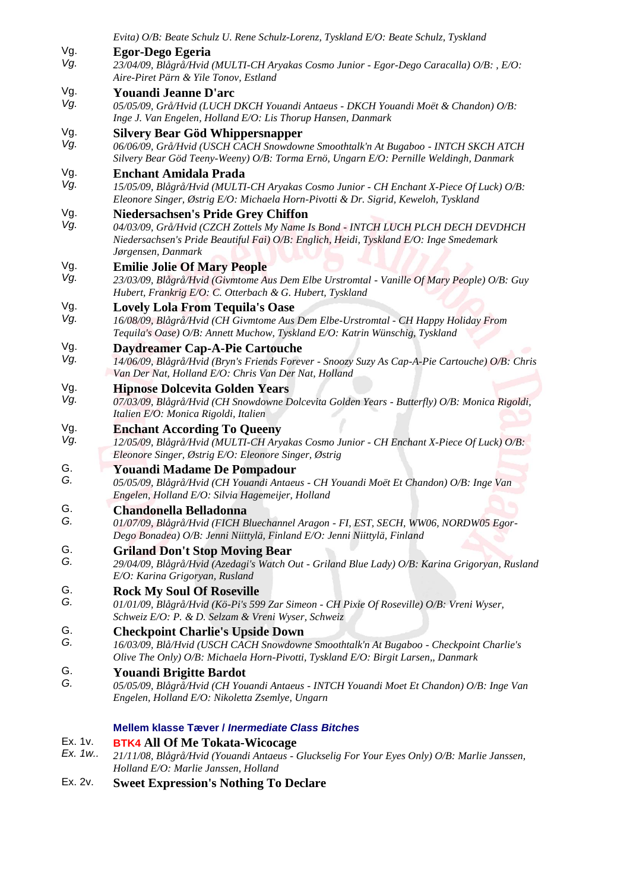Evita) O/B: Beate Schulz U. Rene Schulz-Lorenz, Tyskland E/O: Beate Schulz, Tyskland

Vg. **Egor-Dego Egeria**
*Vg.* *23/04/09, Blågrå/Hvid (MULTI-CH Aryakas Cosmo Junior - Egor-Dego Caracalla) O/B: , E/O: Aire-Piret Pärn & Yile Tonov, Estland*

Vg. **Youandi Jeanne D'arc**
*Vg.* *05/05/09, Grå/Hvid (LUCH DKCH Youandi Antaeus - DKCH Youandi Moët & Chandon) O/B: Inge J. Van Engelen, Holland E/O: Lis Thorup Hansen, Danmark*

Vg. **Silvery Bear Göd Whippersnapper**
*Vg.* *06/06/09, Grå/Hvid (USCH CACH Snowdowne Smoothtalk'n At Bugaboo - INTCH SKCH ATCH Silvery Bear Göd Teeny-Weeny) O/B: Torma Ernö, Ungarn E/O: Pernille Weldingh, Danmark*

Vg. **Enchant Amidala Prada**
*Vg.* *15/05/09, Blågrå/Hvid (MULTI-CH Aryakas Cosmo Junior - CH Enchant X-Piece Of Luck) O/B: Eleonore Singer, Østrig E/O: Michaela Horn-Pivotti & Dr. Sigrid, Keweloh, Tyskland*

Vg. **Niedersachsen's Pride Grey Chiffon**
*Vg.* *04/03/09, Grå/Hvid (CZCH Zottels My Name Is Bond - INTCH LUCH PLCH DECH DEVDHCH Niedersachsen's Pride Beautiful Fai) O/B: Englich, Heidi, Tyskland E/O: Inge Smedemark Jørgensen, Danmark*

Vg. **Emilie Jolie Of Mary People**
*Vg.* *23/03/09, Blågrå/Hvid (Givmtome Aus Dem Elbe Urstromtal - Vanille Of Mary People) O/B: Guy Hubert, Frankrig E/O: C. Otterbach & G. Hubert, Tyskland*

Vg. **Lovely Lola From Tequila's Oase**
*Vg.* *16/08/09, Blågrå/Hvid (CH Givmtome Aus Dem Elbe-Urstromtal - CH Happy Holiday From Tequila's Oase) O/B: Annett Muchow, Tyskland E/O: Katrin Wünschig, Tyskland*

Vg. **Daydreamer Cap-A-Pie Cartouche**
*Vg.* *14/06/09, Blågrå/Hvid (Bryn's Friends Forever - Snoozy Suzy As Cap-A-Pie Cartouche) O/B: Chris Van Der Nat, Holland E/O: Chris Van Der Nat, Holland*

Vg. **Hipnose Dolcevita Golden Years**
*Vg.* *07/03/09, Blågrå/Hvid (CH Snowdowne Dolcevita Golden Years - Butterfly) O/B: Monica Rigoldi, Italien E/O: Monica Rigoldi, Italien*

Vg. **Enchant According To Queeny**
*Vg.* *12/05/09, Blågrå/Hvid (MULTI-CH Aryakas Cosmo Junior - CH Enchant X-Piece Of Luck) O/B: Eleonore Singer, Østrig E/O: Eleonore Singer, Østrig*

G. **Youandi Madame De Pompadour**
*G.* *05/05/09, Blågrå/Hvid (CH Youandi Antaeus - CH Youandi Moët Et Chandon) O/B: Inge Van Engelen, Holland E/O: Silvia Hagemeijer, Holland*

G. **Chandonella Belladonna**
*G.* *01/07/09, Blågrå/Hvid (FICH Bluechannel Aragon - FI, EST, SECH, WW06, NORDW05 Egor-Dego Bonadea) O/B: Jenni Niittylä, Finland E/O: Jenni Niittylä, Finland*

G. **Griland Don't Stop Moving Bear**
*G.* *29/04/09, Blågrå/Hvid (Azedagi's Watch Out - Griland Blue Lady) O/B: Karina Grigoryan, Rusland E/O: Karina Grigoryan, Rusland*

G. **Rock My Soul Of Roseville**
*G.* *01/01/09, Blågrå/Hvid (Kö-Pi's 599 Zar Simeon - CH Pixie Of Roseville) O/B: Vreni Wyser, Schweiz E/O: P. & D. Selzam & Vreni Wyser, Schweiz*

G. **Checkpoint Charlie's Upside Down**
*G.* *16/03/09, Blå/Hvid (USCH CACH Snowdowne Smoothtalk'n At Bugaboo - Checkpoint Charlie's Olive The Only) O/B: Michaela Horn-Pivotti, Tyskland E/O: Birgit Larsen,, Danmark*

G. **Youandi Brigitte Bardot**
*G.* *05/05/09, Blågrå/Hvid (CH Youandi Antaeus - INTCH Youandi Moet Et Chandon) O/B: Inge Van Engelen, Holland E/O: Nikoletta Zsemlye, Ungarn*

### Mellem klasse Tæver / *Intermediate Class Bitches*

Ex. 1v. BTK4 **All Of Me Tokata-Wicocage**
*Ex. 1w..* *21/11/08, Blågrå/Hvid (Youandi Antaeus - Gluckselig For Your Eyes Only) O/B: Marlie Janssen, Holland E/O: Marlie Janssen, Holland*

Ex. 2v. **Sweet Expression's Nothing To Declare**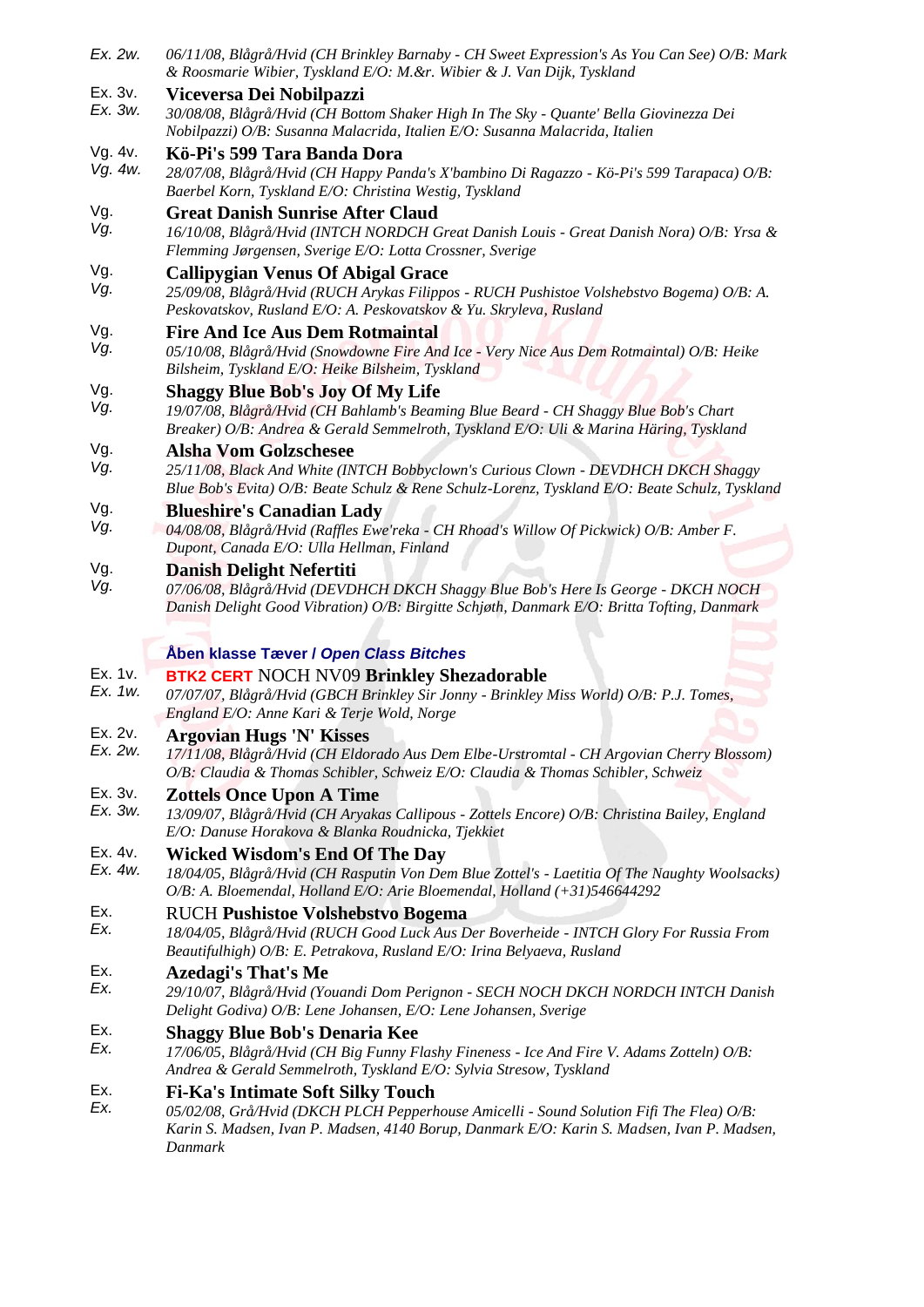Ex. 2w. *06/11/08, Blågrå/Hvid (CH Brinkley Barnaby - CH Sweet Expression's As You Can See) O/B: Mark & Roosmarie Wibier, Tyskland E/O: M.&r. Wibier & J. Van Dijk, Tyskland*

Ex. 3v.
*Ex. 3w.* **Viceversa Dei Nobilpazzi**
*30/08/08, Blågrå/Hvid (CH Bottom Shaker High In The Sky - Quante' Bella Giovinezza Dei Nobilpazzi) O/B: Susanna Malacrida, Italien E/O: Susanna Malacrida, Italien*

Vg. 4v.
*Vg. 4w.* **Kö-Pi's 599 Tara Banda Dora**
*28/07/08, Blågrå/Hvid (CH Happy Panda's X'bambino Di Ragazzo - Kö-Pi's 599 Tarapaca) O/B: Baerbel Korn, Tyskland E/O: Christina Westig, Tyskland*

Vg.
*Vg.* **Great Danish Sunrise After Claud**
*16/10/08, Blågrå/Hvid (INTCH NORDCH Great Danish Louis - Great Danish Nora) O/B: Yrsa & Flemming Jørgensen, Sverige E/O: Lotta Crossner, Sverige*

Vg.
*Vg.* **Callipygian Venus Of Abigal Grace**
*25/09/08, Blågrå/Hvid (RUCH Arykas Filippos - RUCH Pushistoe Volshebstvo Bogema) O/B: A. Peskovatskov, Rusland E/O: A. Peskovatskov & Yu. Skryleva, Rusland*

Vg.
*Vg.* **Fire And Ice Aus Dem Rotmaintal**
*05/10/08, Blågrå/Hvid (Snowdowne Fire And Ice - Very Nice Aus Dem Rotmaintal) O/B: Heike Bilsheim, Tyskland E/O: Heike Bilsheim, Tyskland*

Vg.
*Vg.* **Shaggy Blue Bob's Joy Of My Life**
*19/07/08, Blågrå/Hvid (CH Bahlamb's Beaming Blue Beard - CH Shaggy Blue Bob's Chart Breaker) O/B: Andrea & Gerald Semmelroth, Tyskland E/O: Uli & Marina Häring, Tyskland*

Vg.
*Vg.* **Alsha Vom Golzschesee**
*25/11/08, Black And White (INTCH Bobbyclown's Curious Clown - DEVDHCH DKCH Shaggy Blue Bob's Evita) O/B: Beate Schulz & Rene Schulz-Lorenz, Tyskland E/O: Beate Schulz, Tyskland*

Vg.
*Vg.* **Blueshire's Canadian Lady**
*04/08/08, Blågrå/Hvid (Raffles Ewe'reka - CH Rhoad's Willow Of Pickwick) O/B: Amber F. Dupont, Canada E/O: Ulla Hellman, Finland*

Vg.
*Vg.* **Danish Delight Nefertiti**
*07/06/08, Blågrå/Hvid (DEVDHCH DKCH Shaggy Blue Bob's Here Is George - DKCH NOCH Danish Delight Good Vibration) O/B: Birgitte Schjøth, Danmark E/O: Britta Tofting, Danmark*

### Åben klasse Tæver / *Open Class Bitches*

Ex. 1v.
*Ex. 1w.* BTK2 CERT NOCH NV09 **Brinkley Shezadorable**
*07/07/07, Blågrå/Hvid (GBCH Brinkley Sir Jonny - Brinkley Miss World) O/B: P.J. Tomes, England E/O: Anne Kari & Terje Wold, Norge*

Ex. 2v.
*Ex. 2w.* **Argovian Hugs 'N' Kisses**
*17/11/08, Blågrå/Hvid (CH Eldorado Aus Dem Elbe-Urstromtal - CH Argovian Cherry Blossom) O/B: Claudia & Thomas Schibler, Schweiz E/O: Claudia & Thomas Schibler, Schweiz*

Ex. 3v.
*Ex. 3w.* **Zottels Once Upon A Time**
*13/09/07, Blågrå/Hvid (CH Aryakas Callipous - Zottels Encore) O/B: Christina Bailey, England E/O: Danuse Horakova & Blanka Roudnicka, Tjekkiet*

Ex. 4v.
*Ex. 4w.* **Wicked Wisdom's End Of The Day**
*18/04/05, Blågrå/Hvid (CH Rasputin Von Dem Blue Zottel's - Laetitia Of The Naughty Woolsacks) O/B: A. Bloemendal, Holland E/O: Arie Bloemendal, Holland (+31)546644292*

Ex.
*Ex.* RUCH **Pushistoe Volshebstvo Bogema**
*18/04/05, Blågrå/Hvid (RUCH Good Luck Aus Der Boverheide - INTCH Glory For Russia From Beautifulhigh) O/B: E. Petrakova, Rusland E/O: Irina Belyaeva, Rusland*

Ex.
*Ex.* **Azedagi's That's Me**
*29/10/07, Blågrå/Hvid (Youandi Dom Perignon - SECH NOCH DKCH NORDCH INTCH Danish Delight Godiva) O/B: Lene Johansen, E/O: Lene Johansen, Sverige*

Ex.
*Ex.* **Shaggy Blue Bob's Denaria Kee**
*17/06/05, Blågrå/Hvid (CH Big Funny Flashy Fineness - Ice And Fire V. Adams Zotteln) O/B: Andrea & Gerald Semmelroth, Tyskland E/O: Sylvia Stresow, Tyskland*

Ex.
*Ex.* **Fi-Ka's Intimate Soft Silky Touch**
*05/02/08, Grå/Hvid (DKCH PLCH Pepperhouse Amicelli - Sound Solution Fifi The Flea) O/B: Karin S. Madsen, Ivan P. Madsen, 4140 Borup, Danmark E/O: Karin S. Madsen, Ivan P. Madsen, Danmark*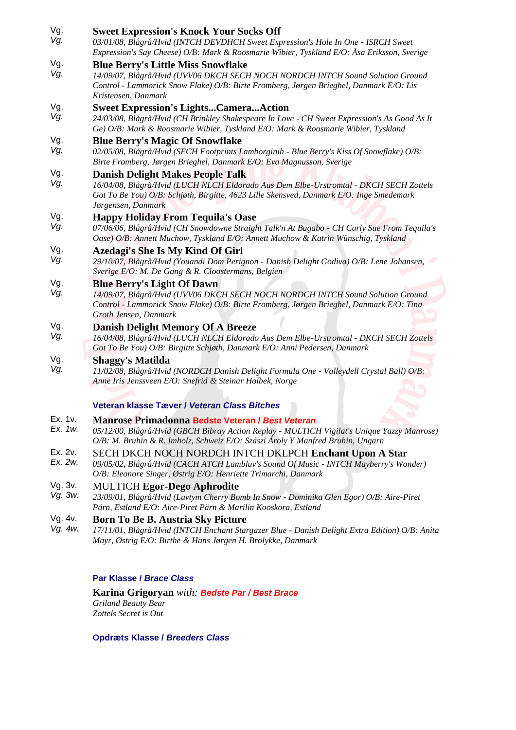Vg.
*Vg.*

**Sweet Expression's Knock Your Socks Off**
*03/01/08, Blågrå/Hvid (INTCH DEVDHCH Sweet Expression's Hole In One - ISRCH Sweet Expression's Say Cheese) O/B: Mark & Roosmarie Wibier, Tyskland E/O: Åsa Eriksson, Sverige*

Vg.
*Vg.*

**Blue Berry's Little Miss Snowflake**
*14/09/07, Blågrå/Hvid (UVV06 DKCH SECH NOCH NORDCH INTCH Sound Solution Ground Control - Lammorick Snow Flake) O/B: Birte Fromberg, Jørgen Brieghel, Danmark E/O: Lis Kristensen, Danmark*

Vg.
*Vg.*

**Sweet Expression's Lights...Camera...Action**
*24/03/08, Blågrå/Hvid (CH Brinkley Shakespeare In Love - CH Sweet Expression's As Good As It Ge) O/B: Mark & Roosmarie Wibier, Tyskland E/O: Mark & Roosmarie Wibier, Tyskland*

Vg.
*Vg.*

**Blue Berry's Magic Of Snowflake**
*02/05/08, Blågrå/Hvid (SECH Footprints Lamborginih - Blue Berry's Kiss Of Snowflake) O/B: Birte Fromberg, Jørgen Brieghel, Danmark E/O: Eva Magnusson, Sverige*

Vg.
*Vg.*

**Danish Delight Makes People Talk**
*16/04/08, Blågrå/Hvid (LUCH NLCH Eldorado Aus Dem Elbe-Urstromtal - DKCH SECH Zottels Got To Be You) O/B: Schjøth, Birgitte, 4623 Lille Skensved, Danmark E/O: Inge Smedemark Jørgensen, Danmark*

Vg.
*Vg.*

**Happy Holiday From Tequila's Oase**
*07/06/06, Blågrå/Hvid (CH Snowdowne Straight Talk'n At Bugabo - CH Curly Sue From Tequila's Oase) O/B: Annett Muchow, Tyskland E/O: Annett Muchow & Katrin Wünschig, Tyskland*

Vg.
*Vg.*

**Azedagi's She Is My Kind Of Girl**
*29/10/07, Blågrå/Hvid (Youandi Dom Perignon - Danish Delight Godiva) O/B: Lene Johansen, Sverige E/O: M. De Gang & R. Cloostermans, Belgien*

Vg.
*Vg.*

**Blue Berry's Light Of Dawn**
*14/09/07, Blågrå/Hvid (UVV06 DKCH SECH NOCH NORDCH INTCH Sound Solution Ground Control - Lammorick Snow Flake) O/B: Birte Fromberg, Jørgen Brieghel, Danmark E/O: Tina Groth Jensen, Danmark*

Vg.
*Vg.*

**Danish Delight Memory Of A Breeze**
*16/04/08, Blågrå/Hvid (LUCH NLCH Eldorado Aus Dem Elbe-Urstromtal - DKCH SECH Zottels Got To Be You) O/B: Birgitte Schjøth, Danmark E/O: Anni Pedersen, Danmark*

Vg.
*Vg.*

**Shaggy's Matilda**
*11/02/08, Blågrå/Hvid (NORDCH Danish Delight Formula One - Valleydell Crystal Ball) O/B: Anne Iris Jenssveen E/O: Snefrid & Steinar Holbek, Norge*

### Veteran klasse Tæver / *Veteran Class Bitches*

Ex. 1v.
*Ex. 1w.*

**Manrose Primadonna** Bedste Veteran / *Best Veteran*
*05/12/00, Blågrå/Hvid (GBCH Bibray Action Replay - MULTICH Vigilat's Unique Yazzy Manrose) O/B: M. Bruhin & R. Imholz, Schweiz E/O: Szászi Ároly Y Manfred Bruhin, Ungarn*

Ex. 2v.
*Ex. 2w.*

SECH DKCH NOCH NORDCH INTCH DKLPCH **Enchant Upon A Star**
*09/05/02, Blågrå/Hvid (CACH ATCH Lambluv's Sound Of Music - INTCH Mayberry's Wonder) O/B: Eleonore Singer, Østrig E/O: Henriette Trimarchi, Danmark*

Vg. 3v.
*Vg. 3w.*

MULTICH **Egor-Dego Aphrodite**
*23/09/01, Blågrå/Hvid (Luvtym Cherry Bomb In Snow - Dominika Glen Egor) O/B: Aire-Piret Pärn, Estland E/O: Aire-Piret Pärn & Marilin Kooskora, Estland*

Vg. 4v.
*Vg. 4w.*

**Born To Be B. Austria Sky Picture**
*17/11/01, Blågrå/Hvid (INTCH Enchant Stargazer Blue - Danish Delight Extra Edition) O/B: Anita Mayr, Østrig E/O: Birthe & Hans Jørgen H. Brolykke, Danmark*

### Par Klasse / *Brace Class*

**Karina Grigoryan** *with:* ***Bedste Par / Best Brace***
*Griland Beauty Bear*
*Zottels Secret is Out*

### Opdræts Klasse / *Breeders Class*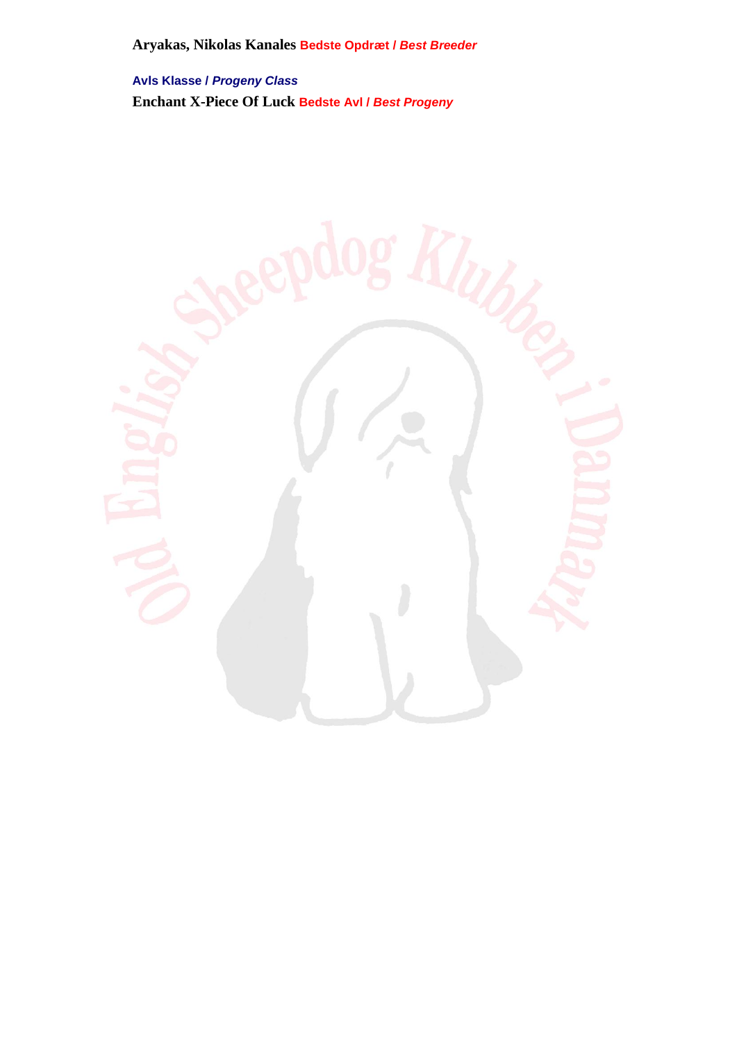**Aryakas, Nikolas Kanales** Bedste Opdræt / *Best Breeder*

**Avls Klasse /** ***Progeny Class***

**Enchant X-Piece Of Luck** Bedste Avl / *Best Progeny*